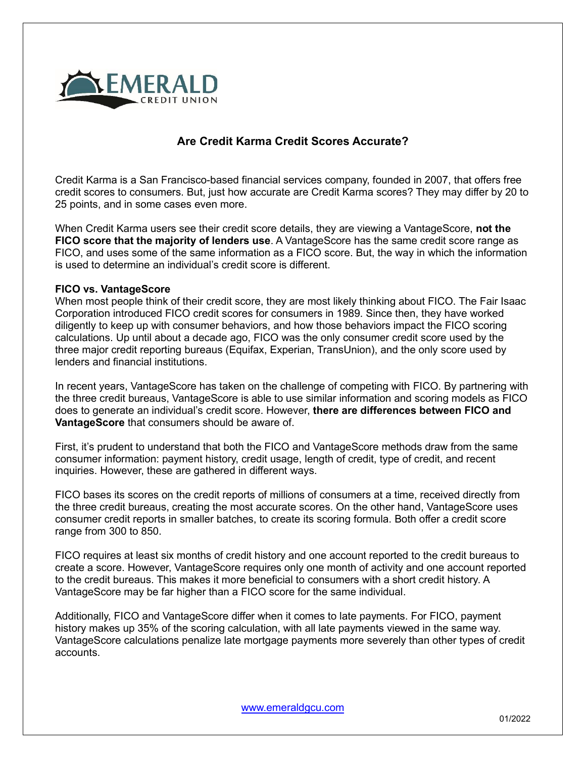# Are Credit Karma Credit Scores Accurate?

Credit Karma is a San Francisco-based financial services company, founded in 2007, that offers free credit scores to consumers. But, just how accurate are Credit Karma scores? They may differ by 20 to 25 points, and in some cases even more.

When Credit Karma users see their credit score details, they are viewing a VantageScore, **not the FICO score that the majority of lenders use**. A VantageScore has the same credit score range as FICO, and uses some of the same information as a FICO score. But, the way in which the information is used to determine an individual's credit score is different.

**FICO vs. VantageScore**

When most people think of their credit score, they are most likely thinking about FICO. The Fair Isaac Corporation introduced FICO credit scores for consumers in 1989. Since then, they have worked diligently to keep up with consumer behaviors, and how those behaviors impact the FICO scoring calculations. Up until about a decade ago, FICO was the only consumer credit score used by the three major credit reporting bureaus (Equifax, Experian, TransUnion), and the only score used by lenders and financial institutions.

In recent years, VantageScore has taken on the challenge of competing with FICO. By partnering with the three credit bureaus, VantageScore is able to use similar information and scoring models as FICO does to generate an individual's credit score. However, **there are differences between FICO and VantageScore** that consumers should be aware of.

First, it's prudent to understand that both the FICO and VantageScore methods draw from the same consumer information: payment history, credit usage, length of credit, type of credit, and recent inquiries. However, these are gathered in different ways.

FICO bases its scores on the credit reports of millions of consumers at a time, received directly from the three credit bureaus, creating the most accurate scores. On the other hand, VantageScore uses consumer credit reports in smaller batches, to create its scoring formula. Both offer a credit score range from 300 to 850.

FICO requires at least six months of credit history and one account reported to the credit bureaus to create a score. However, VantageScore requires only one month of activity and one account reported to the credit bureaus. This makes it more beneficial to consumers with a short credit history. A VantageScore may be far higher than a FICO score for the same individual.

Additionally, FICO and VantageScore differ when it comes to late payments. For FICO, payment history makes up 35% of the scoring calculation, with all late payments viewed in the same way. VantageScore calculations penalize late mortgage payments more severely than other types of credit accounts.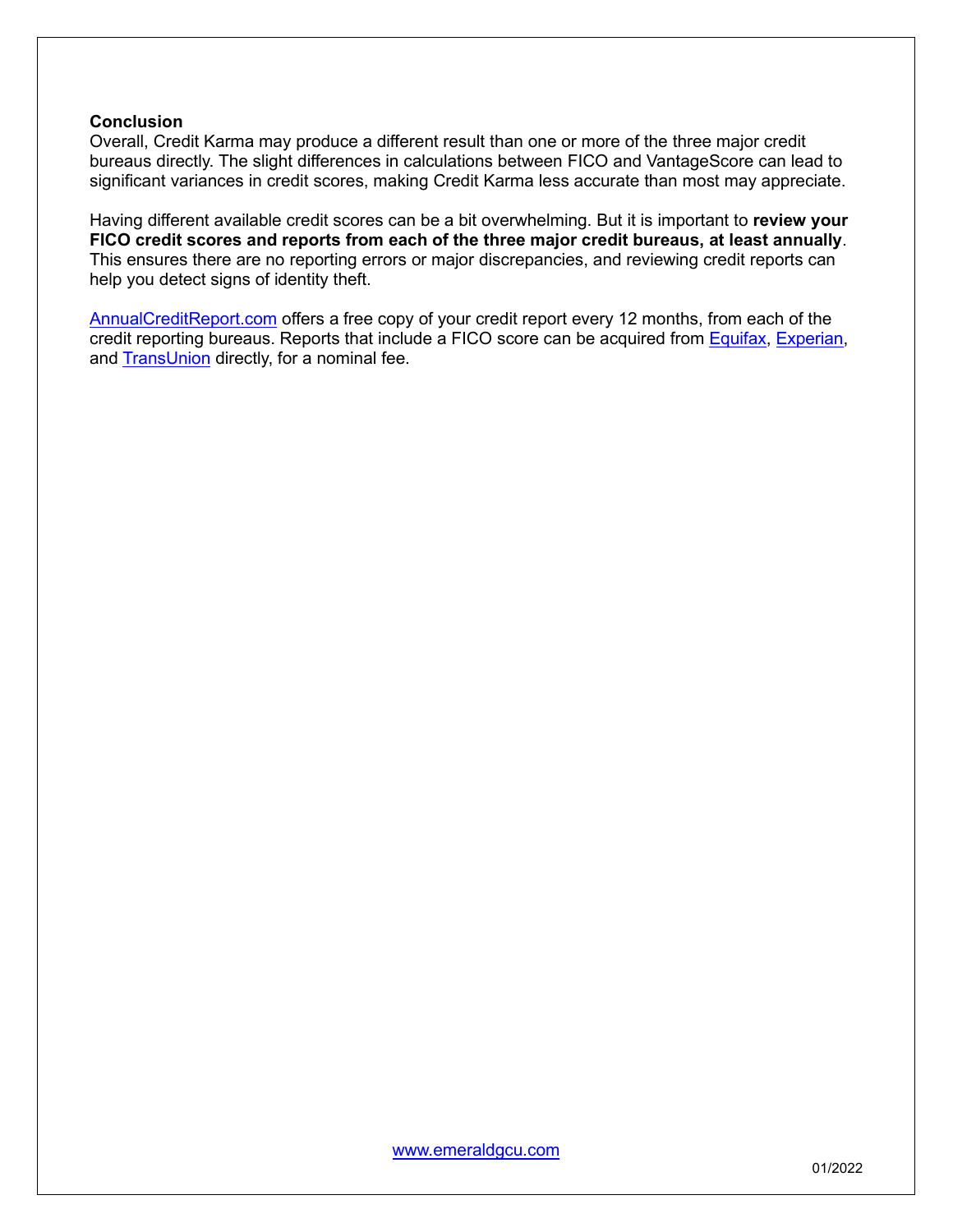**Conclusion**

Overall, Credit Karma may produce a different result than one or more of the three major credit bureaus directly. The slight differences in calculations between FICO and VantageScore can lead to significant variances in credit scores, making Credit Karma less accurate than most may appreciate.

Having different available credit scores can be a bit overwhelming. But it is important to **review your FICO credit scores and reports from each of the three major credit bureaus, at least annually**. This ensures there are no reporting errors or major discrepancies, and reviewing credit reports can help you detect signs of identity theft.

AnnualCreditReport.com offers a free copy of your credit report every 12 months, from each of the credit reporting bureaus. Reports that include a FICO score can be acquired from Equifax, Experian, and TransUnion directly, for a nominal fee.

www.emeraldgcu.com

01/2022